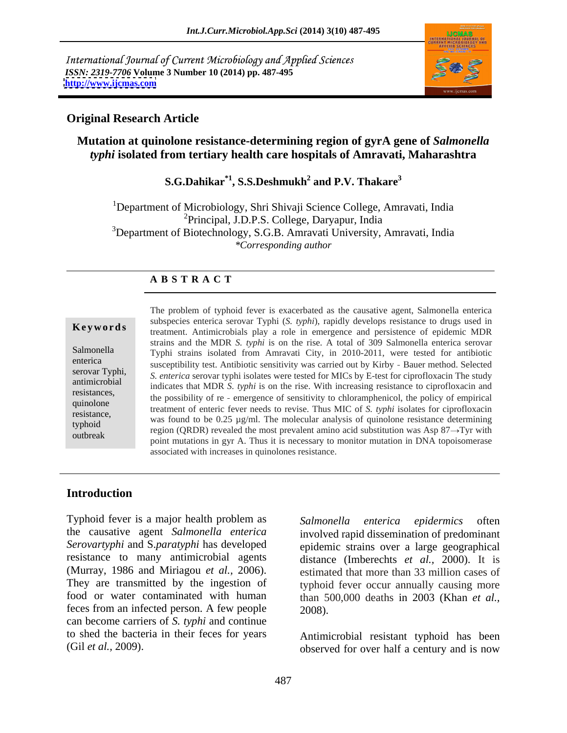International Journal of Current Microbiology and Applied Sciences
*ISSN: 2319-7706* **Volume 3 Number 10 (2014) pp. 487-495**
**http://www.ijcmas.com**

## Original Research Article

# Mutation at quinolone resistance-determining region of gyrA gene of *Salmonella typhi* isolated from tertiary health care hospitals of Amravati, Maharashtra

**S.G.Dahikar[*1], S.S.Deshmukh[2] and P.V. Thakare[3]**

[1]Department of Microbiology, Shri Shivaji Science College, Amravati, India
[2]Principal, J.D.P.S. College, Daryapur, India
[3]Department of Biotechnology, S.G.B. Amravati University, Amravati, India
*\*Corresponding author*

### A B S T R A C T

**Keywords**

Salmonella enterica serovar Typhi, antimicrobial resistances, quinolone resistance, typhoid outbreak

The problem of typhoid fever is exacerbated as the causative agent, Salmonella enterica subspecies enterica serovar Typhi (*S. typhi*), rapidly develops resistance to drugs used in treatment. Antimicrobials play a role in emergence and persistence of epidemic MDR strains and the MDR *S. typhi* is on the rise. A total of 309 Salmonella enterica serovar Typhi strains isolated from Amravati City, in 2010-2011, were tested for antibiotic susceptibility test. Antibiotic sensitivity was carried out by Kirby - Bauer method. Selected *S. enterica* serovar typhi isolates were tested for MICs by E-test for ciprofloxacin The study indicates that MDR *S. typhi* is on the rise. With increasing resistance to ciprofloxacin and the possibility of re - emergence of sensitivity to chloramphenicol, the policy of empirical treatment of enteric fever needs to revise. Thus MIC of *S. typhi* isolates for ciprofloxacin was found to be 0.25 µg/ml. The molecular analysis of quinolone resistance determining region (QRDR) revealed the most prevalent amino acid substitution was Asp 87→Tyr with point mutations in gyr A. Thus it is necessary to monitor mutation in DNA topoisomerase associated with increases in quinolones resistance.

## Introduction

Typhoid fever is a major health problem as the causative agent *Salmonella enterica Serovartyphi* and S.*paratyphi* has developed resistance to many antimicrobial agents (Murray, 1986 and Miriagou *et al.,* 2006). They are transmitted by the ingestion of food or water contaminated with human feces from an infected person. A few people can become carriers of *S. typhi* and continue to shed the bacteria in their feces for years (Gil *et al.,* 2009).

*Salmonella enterica epidermics* often involved rapid dissemination of predominant epidemic strains over a large geographical distance (Imberechts *et al.,* 2000). It is estimated that more than 33 million cases of typhoid fever occur annually causing more than 500,000 deaths in 2003 (Khan *et al.,* 2008).

Antimicrobial resistant typhoid has been observed for over half a century and is now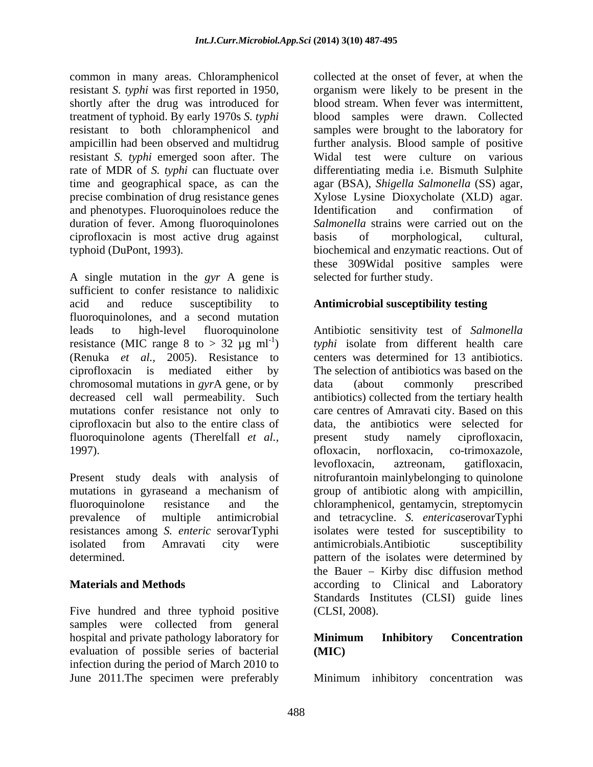common in many areas. Chloramphenicol resistant *S. typhi* was first reported in 1950, shortly after the drug was introduced for treatment of typhoid. By early 1970s *S. typhi* resistant to both chloramphenicol and ampicillin had been observed and multidrug resistant *S. typhi* emerged soon after. The rate of MDR of *S. typhi* can fluctuate over time and geographical space, as can the precise combination of drug resistance genes and phenotypes. Fluoroquinoloes reduce the duration of fever. Among fluoroquinolones ciprofloxacin is most active drug against typhoid (DuPont, 1993).

A single mutation in the *gyr* A gene is sufficient to confer resistance to nalidixic acid and reduce susceptibility to fluoroquinolones, and a second mutation leads to high-level fluoroquinolone resistance (MIC range 8 to > 32 µg $ml^{-1}$) (Renuka *et al.,* 2005). Resistance to ciprofloxacin is mediated either by chromosomal mutations in *gyr*A gene, or by decreased cell wall permeability. Such mutations confer resistance not only to ciprofloxacin but also to the entire class of fluoroquinolone agents (Therelfall *et al.,* 1997).

Present study deals with analysis of mutations in gyraseand a mechanism of fluoroquinolone resistance and the prevalence of multiple antimicrobial resistances among *S. enteric* serovarTyphi isolated from Amravati city were determined.

## Materials and Methods

Five hundred and three typhoid positive samples were collected from general hospital and private pathology laboratory for evaluation of possible series of bacterial infection during the period of March 2010 to June 2011.The specimen were preferably collected at the onset of fever, at when the organism were likely to be present in the blood stream. When fever was intermittent, blood samples were drawn. Collected samples were brought to the laboratory for further analysis. Blood sample of positive Widal test were culture on various differentiating media i.e. Bismuth Sulphite agar (BSA), *Shigella Salmonella* (SS) agar, Xylose Lysine Dioxycholate (XLD) agar. Identification and confirmation of *Salmonella* strains were carried out on the basis of morphological, cultural, biochemical and enzymatic reactions. Out of these 309Widal positive samples were selected for further study.

### Antimicrobial susceptibility testing

Antibiotic sensitivity test of *Salmonella typhi* isolate from different health care centers was determined for 13 antibiotics. The selection of antibiotics was based on the data (about commonly prescribed antibiotics) collected from the tertiary health care centres of Amravati city. Based on this data, the antibiotics were selected for present study namely ciprofloxacin, ofloxacin, norfloxacin, co-trimoxazole, levofloxacin, aztreonam, gatifloxacin, nitrofurantoin mainlybelonging to quinolone group of antibiotic along with ampicillin, chloramphenicol, gentamycin, streptomycin and tetracycline. *S. enterica*serovarTyphi isolates were tested for susceptibility to antimicrobials.Antibiotic susceptibility pattern of the isolates were determined by the Bauer – Kirby disc diffusion method according to Clinical and Laboratory Standards Institutes (CLSI) guide lines (CLSI, 2008).

### Minimum Inhibitory Concentration (MIC)

Minimum inhibitory concentration was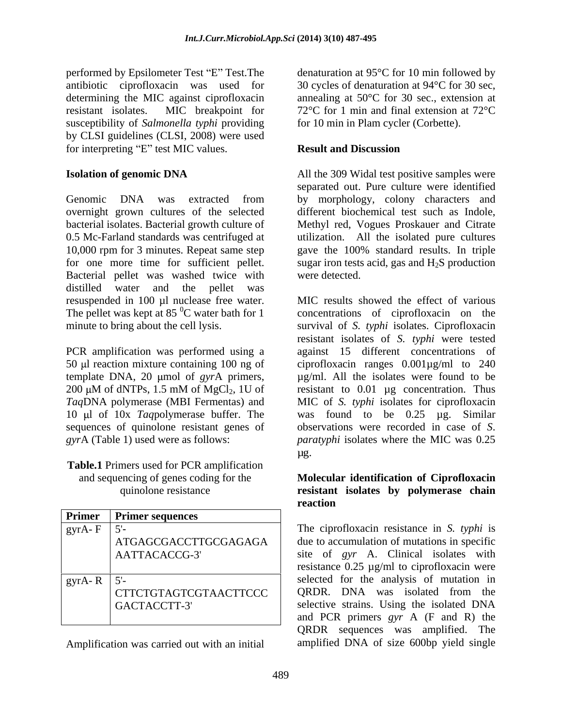performed by Epsilometer Test "E" Test.The antibiotic ciprofloxacin was used for determining the MIC against ciprofloxacin resistant isolates. MIC breakpoint for susceptibility of *Salmonella typhi* providing by CLSI guidelines (CLSI, 2008) were used for interpreting "E" test MIC values.

**Isolation of genomic DNA**

Genomic DNA was extracted from overnight grown cultures of the selected bacterial isolates. Bacterial growth culture of 0.5 Mc-Farland standards was centrifuged at 10,000 rpm for 3 minutes. Repeat same step for one more time for sufficient pellet. Bacterial pellet was washed twice with distilled water and the pellet was resuspended in 100 µl nuclease free water. The pellet was kept at 85 $^0$C water bath for 1 minute to bring about the cell lysis.

PCR amplification was performed using a 50 µl reaction mixture containing 100 ng of template DNA, 20 µmol of *gyr*A primers, 200 µM of dNTPs, 1.5 mM of $MgCl_2$, 1U of *Taq*DNA polymerase (MBI Fermentas) and 10 µl of 10x *Taq*polymerase buffer. The sequences of quinolone resistant genes of *gyr*A (Table 1) used were as follows:

**Table.1** Primers used for PCR amplification and sequencing of genes coding for the quinolone resistance

| Primer | Primer sequences |
|---|---|
| gyrA- F | 5'- ATGAGCGACCTTGCGAGAGA AATTACACCG-3' |
| gyrA- R | 5'- CTTCTGTAGTCGTAACTTCCC GACTACCTT-3' |

Amplification was carried out with an initial denaturation at 95°C for 10 min followed by 30 cycles of denaturation at 94°C for 30 sec, annealing at 50°C for 30 sec., extension at 72°C for 1 min and final extension at 72°C for 10 min in Plam cycler (Corbette).

**Result and Discussion**

All the 309 Widal test positive samples were separated out. Pure culture were identified by morphology, colony characters and different biochemical test such as Indole, Methyl red, Vogues Proskauer and Citrate utilization. All the isolated pure cultures gave the 100% standard results. In triple sugar iron tests acid, gas and $H_2S$ production were detected.

MIC results showed the effect of various concentrations of ciprofloxacin on the survival of *S. typhi* isolates. Ciprofloxacin resistant isolates of *S. typhi* were tested against 15 different concentrations of ciprofloxacin ranges 0.001µg/ml to 240 µg/ml. All the isolates were found to be resistant to 0.01 µg concentration. Thus MIC of *S. typhi* isolates for ciprofloxacin was found to be 0.25 µg. Similar observations were recorded in case of *S. paratyphi* isolates where the MIC was 0.25 µg.

**Molecular identification of Ciprofloxacin resistant isolates by polymerase chain reaction**

The ciprofloxacin resistance in *S. typhi* is due to accumulation of mutations in specific site of *gyr* A. Clinical isolates with resistance 0.25 µg/ml to ciprofloxacin were selected for the analysis of mutation in QRDR. DNA was isolated from the selective strains. Using the isolated DNA and PCR primers *gyr* A (F and R) the QRDR sequences was amplified. The amplified DNA of size 600bp yield single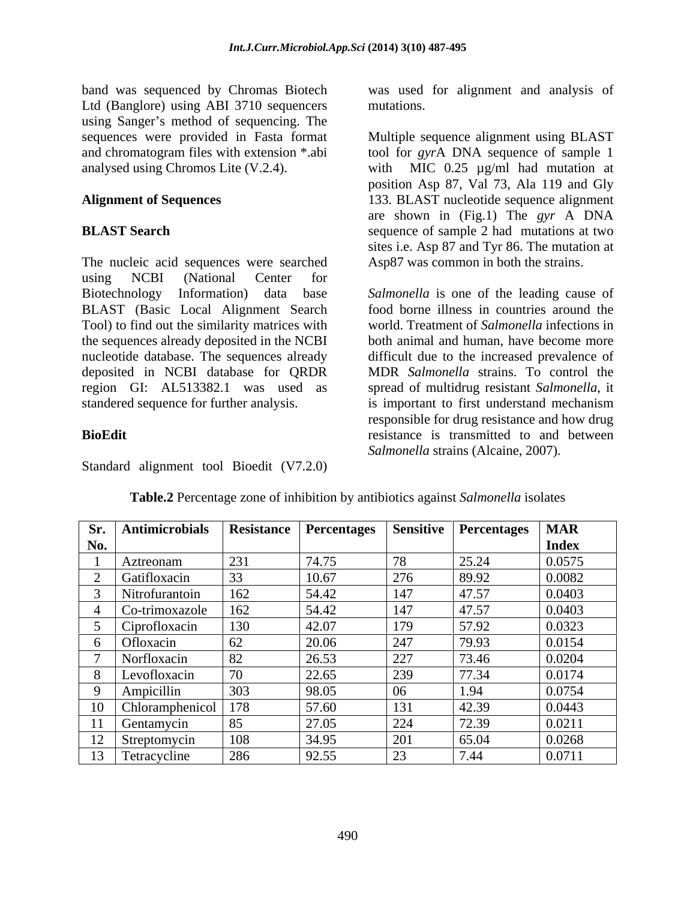band was sequenced by Chromas Biotech Ltd (Banglore) using ABI 3710 sequencers using Sanger's method of sequencing. The sequences were provided in Fasta format and chromatogram files with extension *.abi analysed using Chromos Lite (V.2.4).

### Alignment of Sequences

### BLAST Search

The nucleic acid sequences were searched using NCBI (National Center for Biotechnology Information) data base BLAST (Basic Local Alignment Search Tool) to find out the similarity matrices with the sequences already deposited in the NCBI nucleotide database. The sequences already deposited in NCBI database for QRDR region GI: AL513382.1 was used as standered sequence for further analysis.

### BioEdit

Standard alignment tool Bioedit (V7.2.0) was used for alignment and analysis of mutations.

Multiple sequence alignment using BLAST tool for *gyr*A DNA sequence of sample 1 with MIC 0.25 µg/ml had mutation at position Asp 87, Val 73, Ala 119 and Gly 133. BLAST nucleotide sequence alignment are shown in (Fig.1) The *gyr* A DNA sequence of sample 2 had mutations at two sites i.e. Asp 87 and Tyr 86. The mutation at Asp87 was common in both the strains.

*Salmonella* is one of the leading cause of food borne illness in countries around the world. Treatment of *Salmonella* infections in both animal and human, have become more difficult due to the increased prevalence of MDR *Salmonella* strains. To control the spread of multidrug resistant *Salmonella*, it is important to first understand mechanism responsible for drug resistance and how drug resistance is transmitted to and between *Salmonella* strains (Alcaine, 2007).

**Table.2** Percentage zone of inhibition by antibiotics against *Salmonella* isolates

| Sr. No. | Antimicrobials | Resistance | Percentages | Sensitive | Percentages | MAR Index |
|---|---|---|---|---|---|---|
| 1 | Aztreonam | 231 | 74.75 | 78 | 25.24 | 0.0575 |
| 2 | Gatifloxacin | 33 | 10.67 | 276 | 89.92 | 0.0082 |
| 3 | Nitrofurantoin | 162 | 54.42 | 147 | 47.57 | 0.0403 |
| 4 | Co-trimoxazole | 162 | 54.42 | 147 | 47.57 | 0.0403 |
| 5 | Ciprofloxacin | 130 | 42.07 | 179 | 57.92 | 0.0323 |
| 6 | Ofloxacin | 62 | 20.06 | 247 | 79.93 | 0.0154 |
| 7 | Norfloxacin | 82 | 26.53 | 227 | 73.46 | 0.0204 |
| 8 | Levofloxacin | 70 | 22.65 | 239 | 77.34 | 0.0174 |
| 9 | Ampicillin | 303 | 98.05 | 06 | 1.94 | 0.0754 |
| 10 | Chloramphenicol | 178 | 57.60 | 131 | 42.39 | 0.0443 |
| 11 | Gentamycin | 85 | 27.05 | 224 | 72.39 | 0.0211 |
| 12 | Streptomycin | 108 | 34.95 | 201 | 65.04 | 0.0268 |
| 13 | Tetracycline | 286 | 92.55 | 23 | 7.44 | 0.0711 |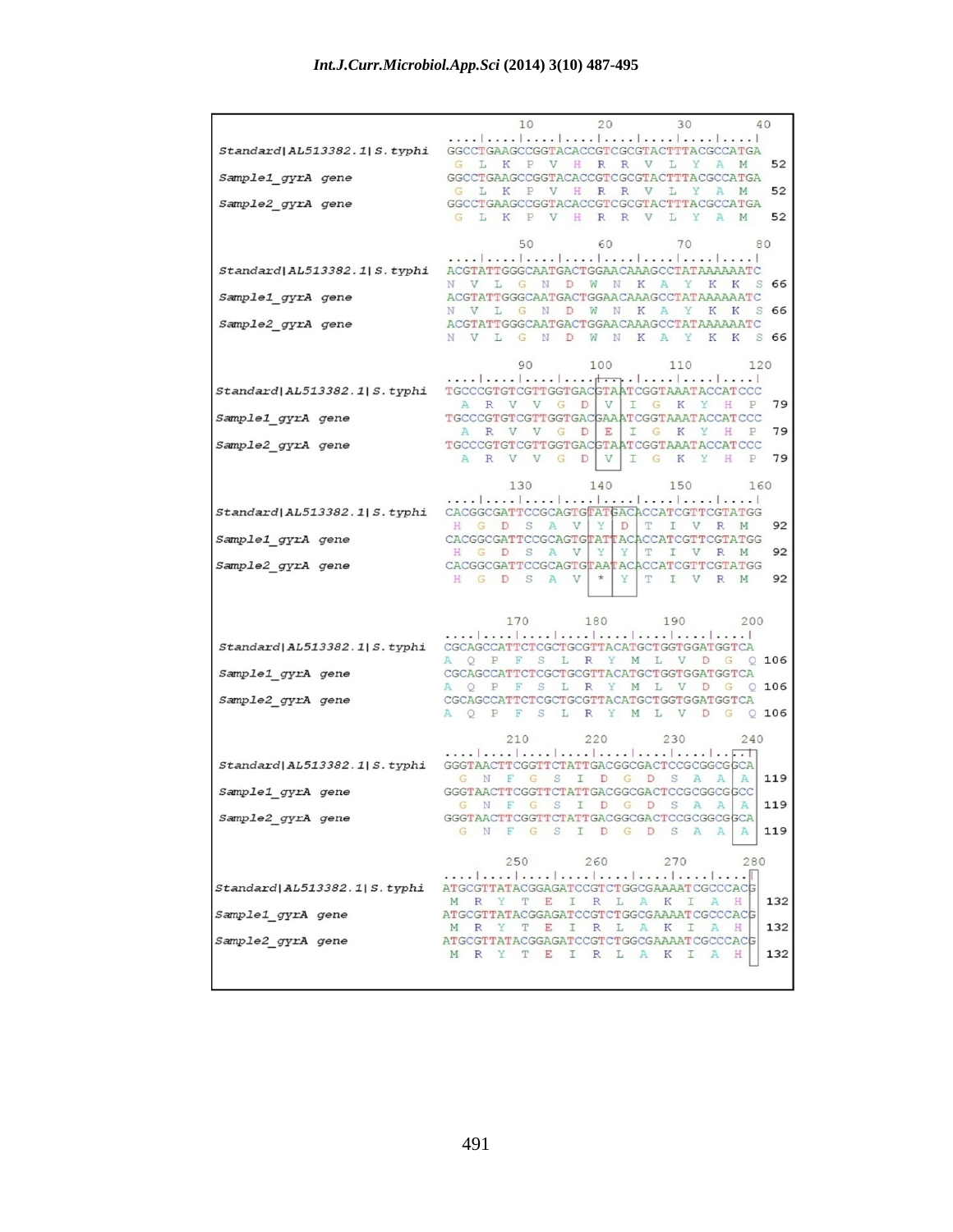```
                                    10        20        30        40
                            ....|....|....|....|....|....|....|....|
Standard|AL513382.1|S.typhi GGCCTGAAGCCGGTACACCGTCGCGTACTTTACGCCATGA
                             G  L  K  P  V  H  R  R  V  L  Y  A  M    52
Sample1_gyrA gene           GGCCTGAAGCCGGTACACCGTCGCGTACTTTACGCCATGA
                             G  L  K  P  V  H  R  R  V  L  Y  A  M    52
Sample2_gyrA gene           GGCCTGAAGCCGGTACACCGTCGCGTACTTTACGCCATGA
                             G  L  K  P  V  H  R  R  V  L  Y  A  M    52

                                    50        60        70        80
                            ....|....|....|....|....|....|....|....|
Standard|AL513382.1|S.typhi ACGTATTGGGCAATGACTGGAACAAAGCCTATAAAAAATC
                            N  V  L  G  N  D  W  N  K  A  Y  K  K  S 66
Sample1_gyrA gene           ACGTATTGGGCAATGACTGGAACAAAGCCTATAAAAAATC
                            N  V  L  G  N  D  W  N  K  A  Y  K  K  S 66
Sample2_gyrA gene           ACGTATTGGGCAATGACTGGAACAAAGCCTATAAAAAATC
                            N  V  L  G  N  D  W  N  K  A  Y  K  K  S 66

                                    90       100       110       120
                            ....|....|....|....|....|....|....|....|
Standard|AL513382.1|S.typhi TGCCCGTGTCGTTGGTGACGTAATCGGTAAATACCATCCC
                              A  R  V  V  G  D  V  I  G  K  Y  H  P  79
Sample1_gyrA gene           TGCCCGTGTCGTTGGTGACGAAATCGGTAAATACCATCCC
                              A  R  V  V  G  D  E  I  G  K  Y  H  P  79
Sample2_gyrA gene           TGCCCGTGTCGTTGGTGACGTAATCGGTAAATACCATCCC
                              A  R  V  V  G  D  V  I  G  K  Y  H  P  79

                                   130       140       150       160
                            ....|....|....|....|....|....|....|....|
Standard|AL513382.1|S.typhi CACGGCGATTCCGCAGTGTATGACACCATCGTTCGTATGG
                             H  G  D  S  A  V  Y  D  T  I  V  R  M   92
Sample1_gyrA gene           CACGGCGATTCCGCAGTGTATTACACCATCGTTCGTATGG
                             H  G  D  S  A  V  Y  Y  T  I  V  R  M   92
Sample2_gyrA gene           CACGGCGATTCCGCAGTGTAATACACCATCGTTCGTATGG
                             H  G  D  S  A  V  *  Y  T  I  V  R  M   92

                                   170       180       190       200
                            ....|....|....|....|....|....|....|....|
Standard|AL513382.1|S.typhi CGCAGCCATTCTCGCTGCGTTACATGCTGGTGGATGGTCA
                            A  Q  P  F  S  L  R  Y  M  L  V  D  G  Q 106
Sample1_gyrA gene           CGCAGCCATTCTCGCTGCGTTACATGCTGGTGGATGGTCA
                            A  Q  P  F  S  L  R  Y  M  L  V  D  G  Q 106
Sample2_gyrA gene           CGCAGCCATTCTCGCTGCGTTACATGCTGGTGGATGGTCA
                            A  Q  P  F  S  L  R  Y  M  L  V  D  G  Q 106

                                   210       220       230       240
                            ....|....|....|....|....|....|....|....|
Standard|AL513382.1|S.typhi GGGTAACTTCGGTTCTATTGACGGCGACTCCGCGGCGGCA
                              G  N  F  G  S  I  D  G  D  S  A  A  A  119
Sample1_gyrA gene           GGGTAACTTCGGTTCTATTGACGGCGACTCCGCGGCGGCC
                              G  N  F  G  S  I  D  G  D  S  A  A  A  119
Sample2_gyrA gene           GGGTAACTTCGGTTCTATTGACGGCGACTCCGCGGCGGCA
                              G  N  F  G  S  I  D  G  D  S  A  A  A  119

                                   250       260       270       280
                            ....|....|....|....|....|....|....|....|
Standard|AL513382.1|S.typhi ATGCGTTATACGGAGATCCGTCTGGCGAAAATCGCCCACG
                             M  R  Y  T  E  I  R  L  A  K  I  A  H   132
Sample1_gyrA gene           ATGCGTTATACGGAGATCCGTCTGGCGAAAATCGCCCACG
                             M  R  Y  T  E  I  R  L  A  K  I  A  H   132
Sample2_gyrA gene           ATGCGTTATACGGAGATCCGTCTGGCGAAAATCGCCCACG
                             M  R  Y  T  E  I  R  L  A  K  I  A  H   132
```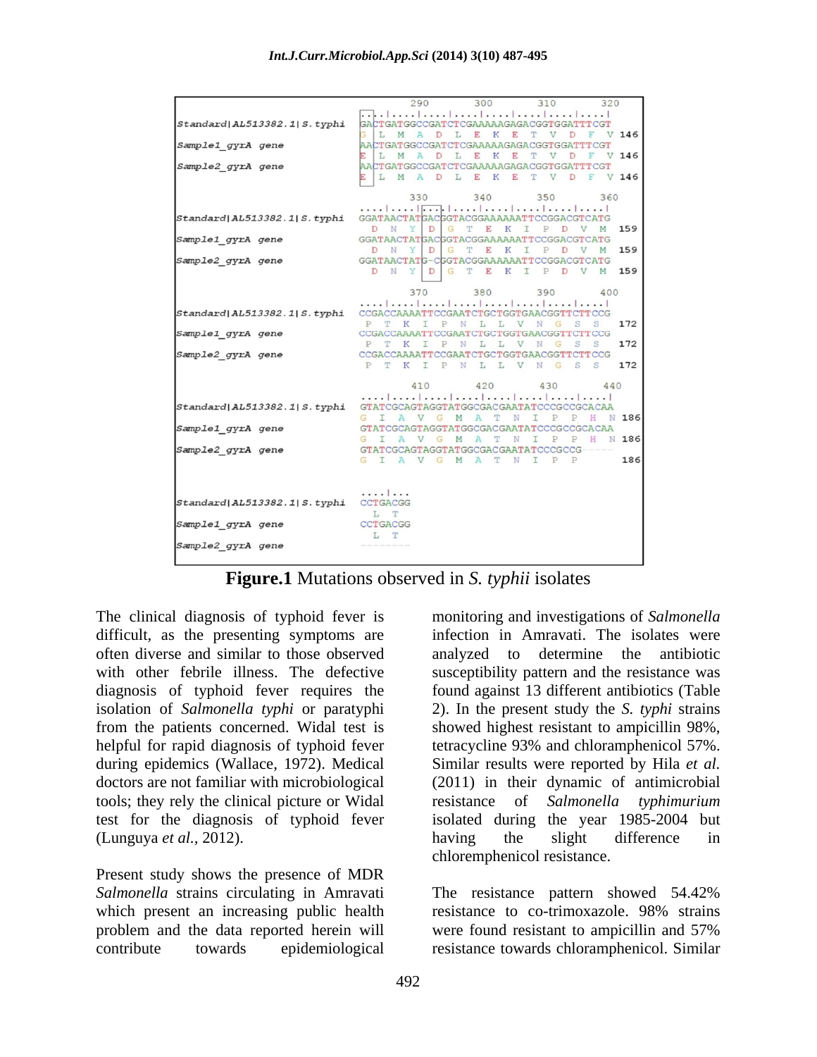```
                                     290       300       310       320
                                ..|....|....|....|....|....|....|....|
Standard|AL513382.1|S.typhi     GACTGATGGCCGATCTCGAAAAAGAGACGGTGGATTTCGT
                                G  L  M  A  D  L  E  K  E  T  V  D  F  V 146
Sample1_gyrA gene               AACTGATGGCCGATCTCGAAAAAGAGACGGTGGATTTCGT
                                E  L  M  A  D  L  E  K  E  T  V  D  F  V 146
Sample2_gyrA gene               AACTGATGGCCGATCTCGAAAAAGAGACGGTGGATTTCGT
                                E  L  M  A  D  L  E  K  E  T  V  D  F  V 146

                                     330       340       350       360
                                ....|....|....|....|....|....|....|....|
Standard|AL513382.1|S.typhi     GGATAACTATGACGGTACGGAAAAAATTCCGGACGTCATG
                                 D  N  Y  D  G  T  E  K  I  P  D  V  M 159
Sample1_gyrA gene               GGATAACTATGACGGTACGGAAAAAATTCCGGACGTCATG
                                 D  N  Y  D  G  T  E  K  I  P  D  V  M 159
Sample2_gyrA gene               GGATAACTATG-CGGTACGGAAAAAATTCCGGACGTCATG
                                 D  N  Y  D  G  T  E  K  I  P  D  V  M 159

                                     370       380       390       400
                                ....|....|....|....|....|....|....|....|
Standard|AL513382.1|S.typhi     CCGACCAAAATTCCGAATCTGCTGGTGAACGGTTCTTCCG
                                 P  T  K  I  P  N  L  L  V  N  G  S  S  172
Sample1_gyrA gene               CCGACCAAAATTCCGAATCTGCTGGTGAACGGTTCTTCCG
                                 P  T  K  I  P  N  L  L  V  N  G  S  S  172
Sample2_gyrA gene               CCGACCAAAATTCCGAATCTGCTGGTGAACGGTTCTTCCG
                                 P  T  K  I  P  N  L  L  V  N  G  S  S  172

                                     410       420       430       440
                                ....|....|....|....|....|....|....|....|
Standard|AL513382.1|S.typhi     GTATCGCAGTAGGTATGGCGACGAATATCCCGCCGCACAA
                                G  I  A  V  G  M  A  T  N  I  P  P  H  N 186
Sample1_gyrA gene               GTATCGCAGTAGGTATGGCGACGAATATCCCGCCGCACAA
                                G  I  A  V  G  M  A  T  N  I  P  P  H  N 186
Sample2_gyrA gene               GTATCGCAGTAGGTATGGCGACGAATATCCCGCCG-----
                                G  I  A  V  G  M  A  T  N  I  P  P       186

                                ....|...
Standard|AL513382.1|S.typhi     CCTGACGG
                                 L  T
Sample1_gyrA gene               CCTGACGG
                                 L  T
Sample2_gyrA gene               --------
```

**Figure.1** Mutations observed in *S. typhii* isolates

The clinical diagnosis of typhoid fever is difficult, as the presenting symptoms are often diverse and similar to those observed with other febrile illness. The defective diagnosis of typhoid fever requires the isolation of *Salmonella typhi* or paratyphi from the patients concerned. Widal test is helpful for rapid diagnosis of typhoid fever during epidemics (Wallace, 1972). Medical doctors are not familiar with microbiological tools; they rely the clinical picture or Widal test for the diagnosis of typhoid fever (Lunguya *et al.,* 2012).

Present study shows the presence of MDR *Salmonella* strains circulating in Amravati which present an increasing public health problem and the data reported herein will contribute towards epidemiological monitoring and investigations of *Salmonella* infection in Amravati. The isolates were analyzed to determine the antibiotic susceptibility pattern and the resistance was found against 13 different antibiotics (Table 2). In the present study the *S. typhi* strains showed highest resistant to ampicillin 98%, tetracycline 93% and chloramphenicol 57%. Similar results were reported by Hila *et al.* (2011) in their dynamic of antimicrobial resistance of *Salmonella typhimurium* isolated during the year 1985-2004 but having the slight difference in chloremphenicol resistance.

The resistance pattern showed 54.42% resistance to co-trimoxazole. 98% strains were found resistant to ampicillin and 57% resistance towards chloramphenicol. Similar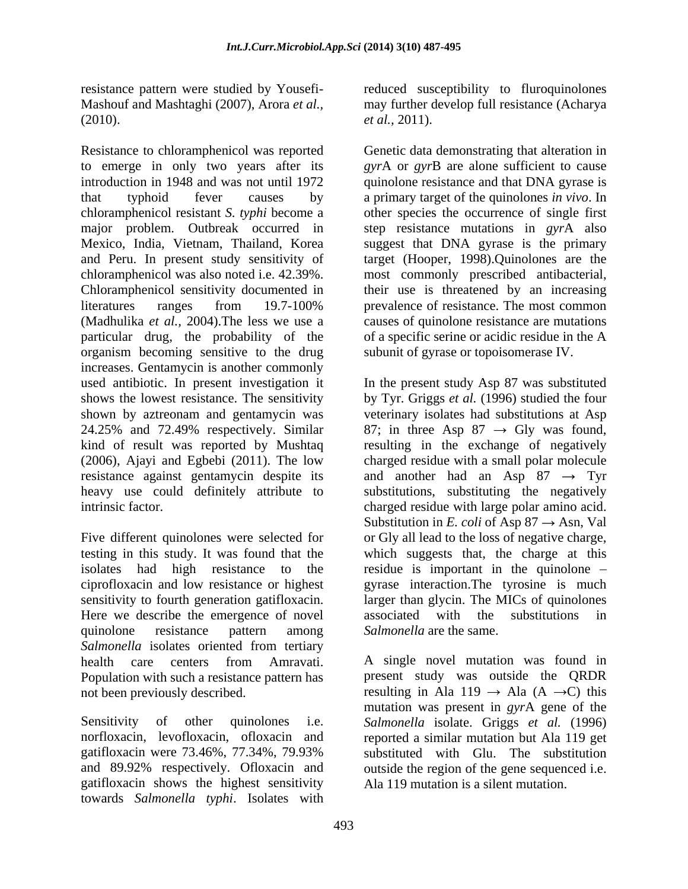resistance pattern were studied by Yousefi-Mashouf and Mashtaghi (2007), Arora *et al.,* (2010).

Resistance to chloramphenicol was reported to emerge in only two years after its introduction in 1948 and was not until 1972 that typhoid fever causes by chloramphenicol resistant *S. typhi* become a major problem. Outbreak occurred in Mexico, India, Vietnam, Thailand, Korea and Peru. In present study sensitivity of chloramphenicol was also noted i.e. 42.39%. Chloramphenicol sensitivity documented in literatures ranges from 19.7-100% (Madhulika *et al.,* 2004).The less we use a particular drug, the probability of the organism becoming sensitive to the drug increases. Gentamycin is another commonly used antibiotic. In present investigation it shows the lowest resistance. The sensitivity shown by aztreonam and gentamycin was 24.25% and 72.49% respectively. Similar kind of result was reported by Mushtaq (2006), Ajayi and Egbebi (2011). The low resistance against gentamycin despite its heavy use could definitely attribute to intrinsic factor.

Five different quinolones were selected for testing in this study. It was found that the isolates had high resistance to the ciprofloxacin and low resistance or highest sensitivity to fourth generation gatifloxacin. Here we describe the emergence of novel quinolone resistance pattern among *Salmonella* isolates oriented from tertiary health care centers from Amravati. Population with such a resistance pattern has not been previously described.

Sensitivity of other quinolones i.e. norfloxacin, levofloxacin, ofloxacin and gatifloxacin were 73.46%, 77.34%, 79.93% and 89.92% respectively. Ofloxacin and gatifloxacin shows the highest sensitivity towards *Salmonella typhi*. Isolates with reduced susceptibility to fluroquinolones may further develop full resistance (Acharya *et al.,* 2011).

Genetic data demonstrating that alteration in *gyr*A or *gyr*B are alone sufficient to cause quinolone resistance and that DNA gyrase is a primary target of the quinolones *in vivo*. In other species the occurrence of single first step resistance mutations in *gyr*A also suggest that DNA gyrase is the primary target (Hooper, 1998).Quinolones are the most commonly prescribed antibacterial, their use is threatened by an increasing prevalence of resistance. The most common causes of quinolone resistance are mutations of a specific serine or acidic residue in the A subunit of gyrase or topoisomerase IV.

In the present study Asp 87 was substituted by Tyr. Griggs *et al.* (1996) studied the four veterinary isolates had substitutions at Asp 87; in three Asp 87 → Gly was found, resulting in the exchange of negatively charged residue with a small polar molecule and another had an Asp 87 → Tyr substitutions, substituting the negatively charged residue with large polar amino acid. Substitution in *E. coli* of Asp 87 → Asn, Val or Gly all lead to the loss of negative charge, which suggests that, the charge at this residue is important in the quinolone – gyrase interaction.The tyrosine is much larger than glycin. The MICs of quinolones associated with the substitutions in *Salmonella* are the same.

A single novel mutation was found in present study was outside the QRDR resulting in Ala 119 → Ala (A →C) this mutation was present in *gyr*A gene of the *Salmonella* isolate. Griggs *et al.* (1996) reported a similar mutation but Ala 119 get substituted with Glu. The substitution outside the region of the gene sequenced i.e. Ala 119 mutation is a silent mutation.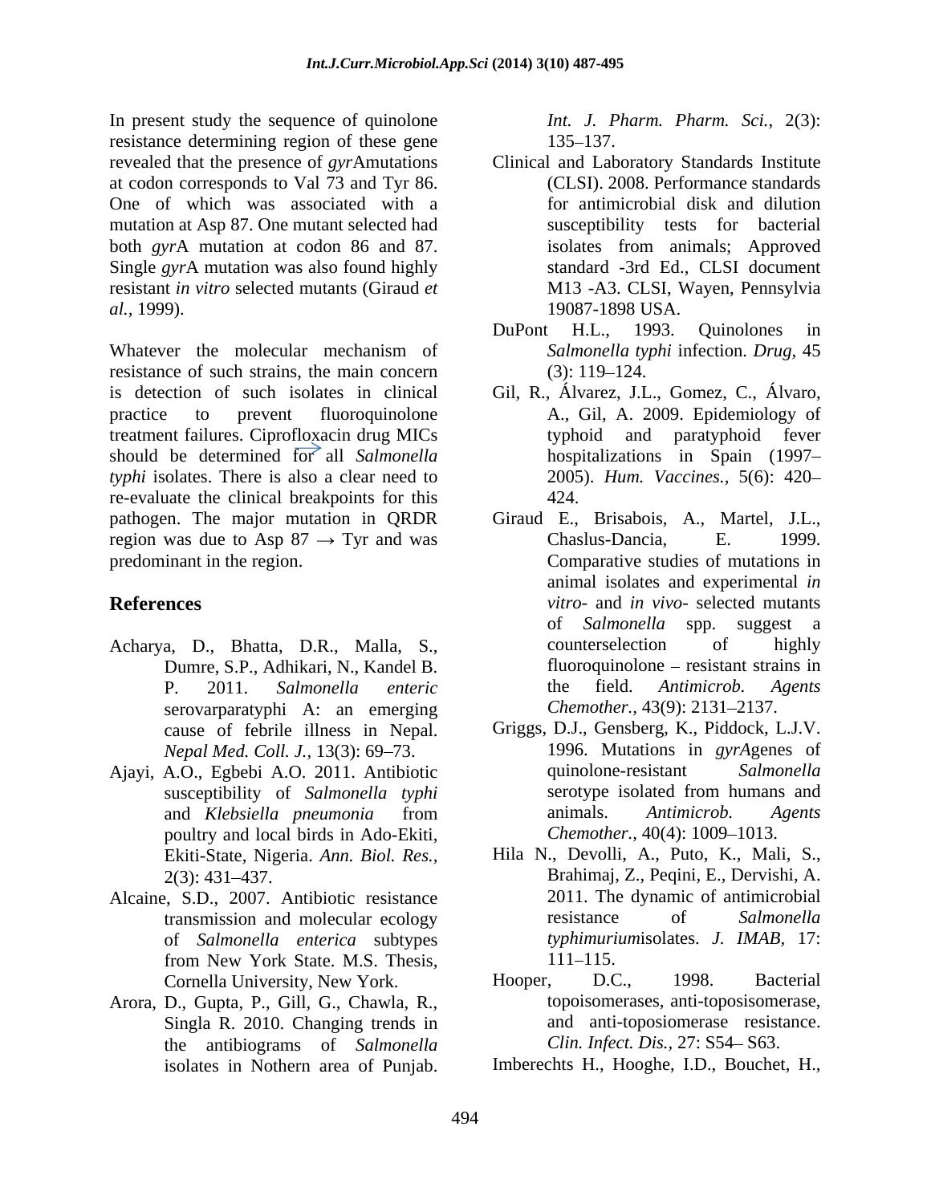In present study the sequence of quinolone resistance determining region of these gene revealed that the presence of *gyr*Amutations at codon corresponds to Val 73 and Tyr 86. One of which was associated with a mutation at Asp 87. One mutant selected had both *gyr*A mutation at codon 86 and 87. Single *gyr*A mutation was also found highly resistant *in vitro* selected mutants (Giraud *et al.,* 1999).

Whatever the molecular mechanism of resistance of such strains, the main concern is detection of such isolates in clinical practice to prevent fluoroquinolone treatment failures. Ciprofloxacin drug MICs should be determined for all *Salmonella typhi* isolates. There is also a clear need to re-evaluate the clinical breakpoints for this pathogen. The major mutation in QRDR region was due to Asp 87 → Tyr and was predominant in the region.

## References

Acharya, D., Bhatta, D.R., Malla, S., Dumre, S.P., Adhikari, N., Kandel B. P. 2011. *Salmonella enteric* serovarparatyphi A: an emerging cause of febrile illness in Nepal. *Nepal Med. Coll. J.,* 13(3): 69–73.

Ajayi, A.O., Egbebi A.O. 2011. Antibiotic susceptibility of *Salmonella typhi* and *Klebsiella pneumonia* from poultry and local birds in Ado-Ekiti, Ekiti-State, Nigeria. *Ann. Biol. Res.,* 2(3): 431–437.

Alcaine, S.D., 2007. Antibiotic resistance transmission and molecular ecology of *Salmonella enterica* subtypes from New York State. M.S. Thesis, Cornella Cornell University, New York.

Arora, D., Gupta, P., Gill, G., Chawla, R., Singla R. 2010. Changing trends in the antibiograms of *Salmonella* isolates in Nothern area of Punjab. *Int. J. Pharm. Pharm. Sci.,* 2(3): 135–137.

Clinical and Laboratory Standards Institute (CLSI). 2008. Performance standards for antimicrobial disk and dilution susceptibility tests for bacterial isolates from animals; Approved standard -3rd Ed., CLSI document M13 -A3. CLSI, Wayen, Pennsylvia 19087-1898 USA.

DuPont H.L., 1993. Quinolones in *Salmonella typhi* infection. *Drug,* 45 (3): 119–124.

Gil, R., Álvarez, J.L., Gomez, C., Álvaro, A., Gil, A. 2009. Epidemiology of typhoid and paratyphoid fever hospitalizations in Spain (1997–2005). *Hum. Vaccines.,* 5(6): 420–424.

Giraud E., Brisabois, A., Martel, J.L., Chaslus-Dancia, E. 1999. Comparative studies of mutations in animal isolates and experimental *in vitro*- and *in vivo*- selected mutants of *Salmonella* spp. suggest a counterselection of highly fluoroquinolone – resistant strains in the field. *Antimicrob. Agents Chemother.,* 43(9): 2131–2137.

Griggs, D.J., Gensberg, K., Piddock, L.J.V. 1996. Mutations in *gyrA*genes of quinolone-resistant *Salmonella* serotype isolated from humans and animals. *Antimicrob. Agents Chemother.,* 40(4): 1009–1013.

Hila N., Devolli, A., Puto, K., Mali, S., Brahimaj, Z., Peqini, E., Dervishi, A. 2011. The dynamic of antimicrobial resistance of *Salmonella typhimurium*isolates. *J. IMAB,* 17: 111–115.

Hooper, D.C., 1998. Bacterial topoisomerases, anti-toposisomerase, and anti-toposiomerase resistance. *Clin. Infect. Dis.,* 27: S54– S63.

Imberechts H., Hooghe, I.D., Bouchet, H.,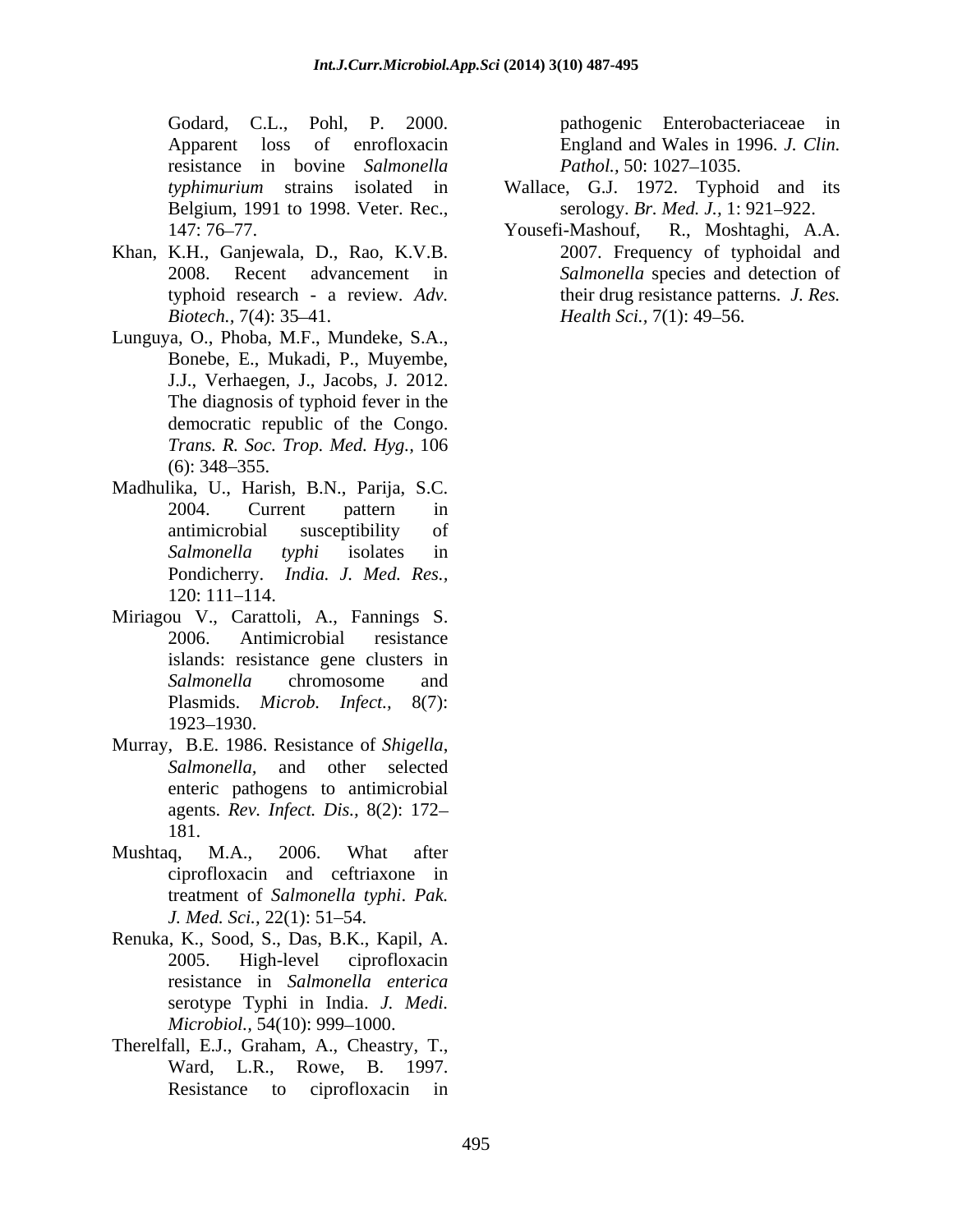Godard, C.L., Pohl, P. 2000. Apparent loss of enrofloxacin resistance in bovine *Salmonella typhimurium* strains isolated in Belgium, 1991 to 1998. Veter. Rec., 147: 76–77.

Khan, K.H., Ganjewala, D., Rao, K.V.B. 2008. Recent advancement in typhoid research - a review. *Adv. Biotech.*, 7(4): 35–41.

Lunguya, O., Phoba, M.F., Mundeke, S.A., Bonebe, E., Mukadi, P., Muyembe, J.J., Verhaegen, J., Jacobs, J. 2012. The diagnosis of typhoid fever in the democratic republic of the Congo. *Trans. R. Soc. Trop. Med. Hyg.*, 106 (6): 348–355.

Madhulika, U., Harish, B.N., Parija, S.C. 2004. Current pattern in antimicrobial susceptibility of *Salmonella typhi* isolates in Pondicherry. *India. J. Med. Res.*, 120: 111–114.

Miriagou V., Carattoli, A., Fannings S. 2006. Antimicrobial resistance islands: resistance gene clusters in *Salmonella* chromosome and Plasmids. *Microb. Infect.*, 8(7): 1923–1930.

Murray, B.E. 1986. Resistance of *Shigella*, *Salmonella*, and other selected enteric pathogens to antimicrobial agents. *Rev. Infect. Dis.*, 8(2): 172–181.

Mushtaq, M.A., 2006. What after ciprofloxacin and ceftriaxone in treatment of *Salmonella typhi*. *Pak. J. Med. Sci.*, 22(1): 51–54.

Renuka, K., Sood, S., Das, B.K., Kapil, A. 2005. High-level ciprofloxacin resistance in *Salmonella enterica* serotype Typhi in India. *J. Medi. Microbiol.*, 54(10): 999–1000.

Therelfall, E.J., Graham, A., Cheastry, T., Ward, L.R., Rowe, B. 1997. Resistance to ciprofloxacin in pathogenic Enterobacteriaceae in England and Wales in 1996. *J. Clin. Pathol.*, 50: 1027–1035.

Wallace, G.J. 1972. Typhoid and its serology. *Br. Med. J.*, 1: 921–922.

Yousefi-Mashouf, R., Moshtaghi, A.A. 2007. Frequency of typhoidal and *Salmonella* species and detection of their drug resistance patterns. *J. Res. Health Sci.*, 7(1): 49–56.